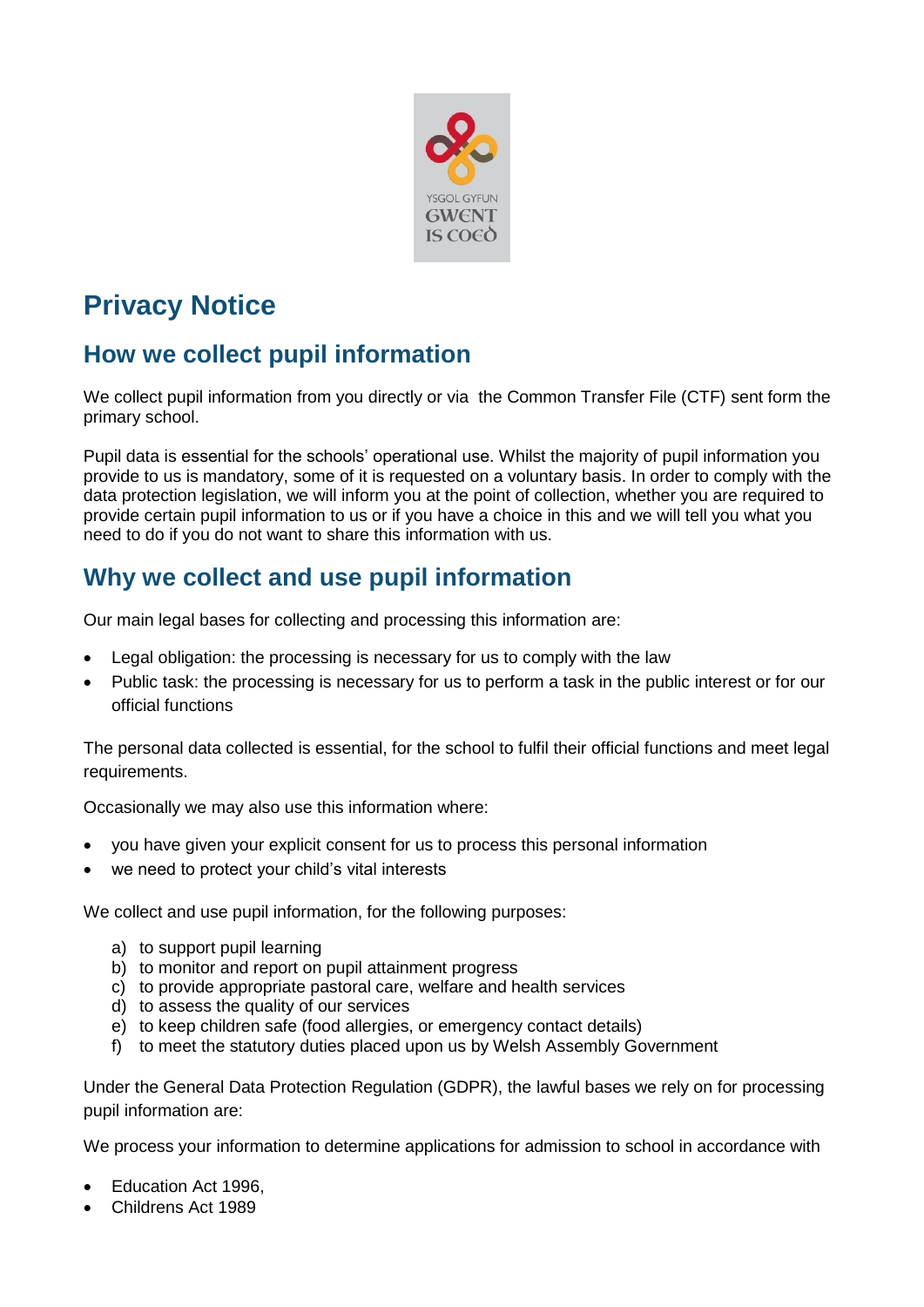# Privacy Notice

## How we collect pupil information

We collect pupil information from you directly or via the Common Transfer File (CTF) sent form the primary school.

Pupil data is essential for the schools' operational use. Whilst the majority of pupil information you provide to us is mandatory, some of it is requested on a voluntary basis. In order to comply with the data protection legislation, we will inform you at the point of collection, whether you are required to provide certain pupil information to us or if you have a choice in this and we will tell you what you need to do if you do not want to share this information with us.

## Why we collect and use pupil information

Our main legal bases for collecting and processing this information are:

- Legal obligation: the processing is necessary for us to comply with the law
- Public task: the processing is necessary for us to perform a task in the public interest or for our official functions

The personal data collected is essential, for the school to fulfil their official functions and meet legal requirements.

Occasionally we may also use this information where:

- you have given your explicit consent for us to process this personal information
- we need to protect your child's vital interests

We collect and use pupil information, for the following purposes:

a) to support pupil learning
b) to monitor and report on pupil attainment progress
c) to provide appropriate pastoral care, welfare and health services
d) to assess the quality of our services
e) to keep children safe (food allergies, or emergency contact details)
f) to meet the statutory duties placed upon us by Welsh Assembly Government

Under the General Data Protection Regulation (GDPR), the lawful bases we rely on for processing pupil information are:

We process your information to determine applications for admission to school in accordance with

- Education Act 1996,
- Childrens Act 1989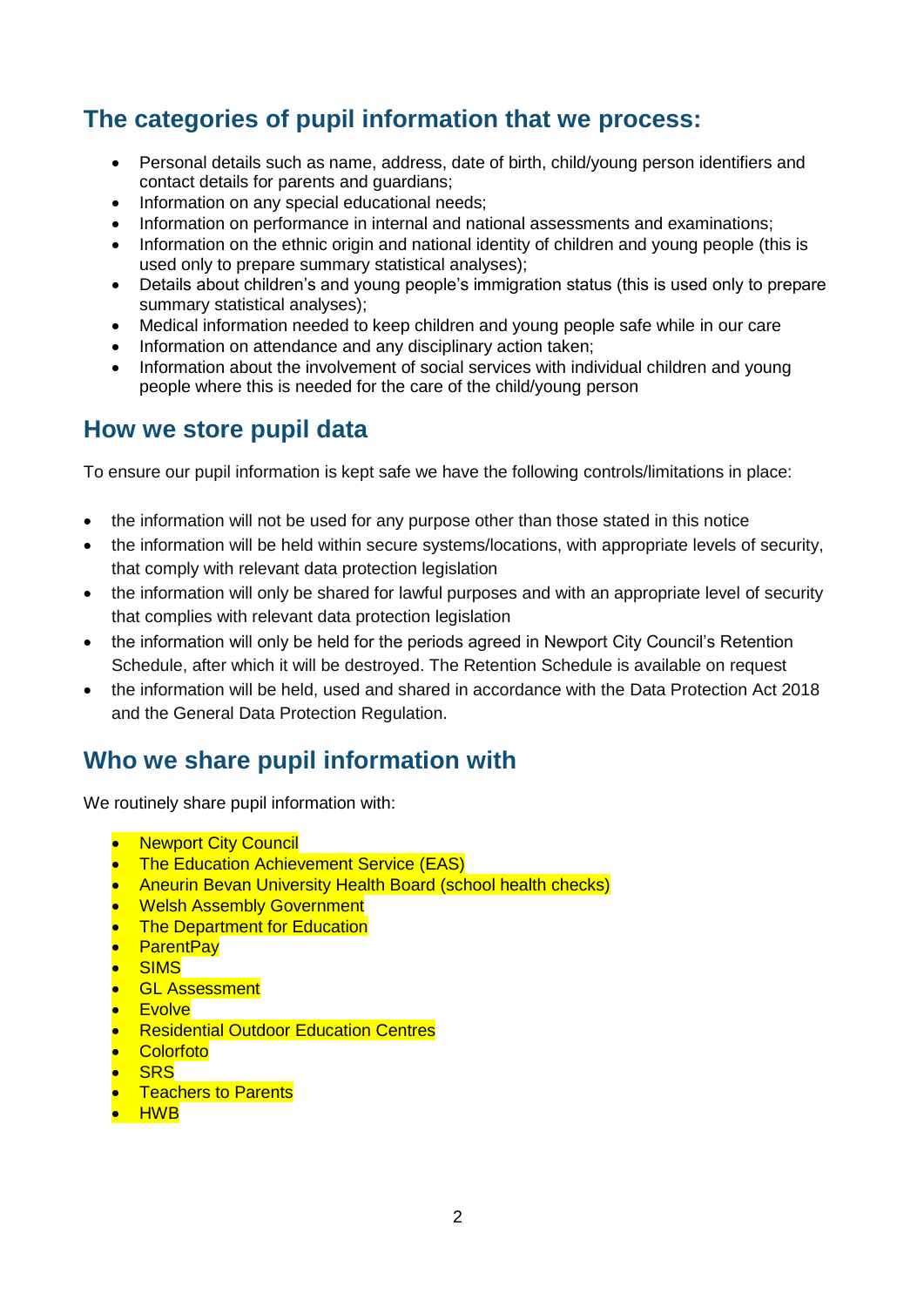## The categories of pupil information that we process:

- Personal details such as name, address, date of birth, child/young person identifiers and contact details for parents and guardians;
- Information on any special educational needs;
- Information on performance in internal and national assessments and examinations;
- Information on the ethnic origin and national identity of children and young people (this is used only to prepare summary statistical analyses);
- Details about children's and young people's immigration status (this is used only to prepare summary statistical analyses);
- Medical information needed to keep children and young people safe while in our care
- Information on attendance and any disciplinary action taken;
- Information about the involvement of social services with individual children and young people where this is needed for the care of the child/young person

## How we store pupil data

To ensure our pupil information is kept safe we have the following controls/limitations in place:

- the information will not be used for any purpose other than those stated in this notice
- the information will be held within secure systems/locations, with appropriate levels of security, that comply with relevant data protection legislation
- the information will only be shared for lawful purposes and with an appropriate level of security that complies with relevant data protection legislation
- the information will only be held for the periods agreed in Newport City Council's Retention Schedule, after which it will be destroyed. The Retention Schedule is available on request
- the information will be held, used and shared in accordance with the Data Protection Act 2018 and the General Data Protection Regulation.

## Who we share pupil information with

We routinely share pupil information with:

- Newport City Council
- The Education Achievement Service (EAS)
- Aneurin Bevan University Health Board (school health checks)
- Welsh Assembly Government
- The Department for Education
- ParentPay
- SIMS
- GL Assessment
- Evolve
- Residential Outdoor Education Centres
- Colorfoto
- SRS
- Teachers to Parents
- HWB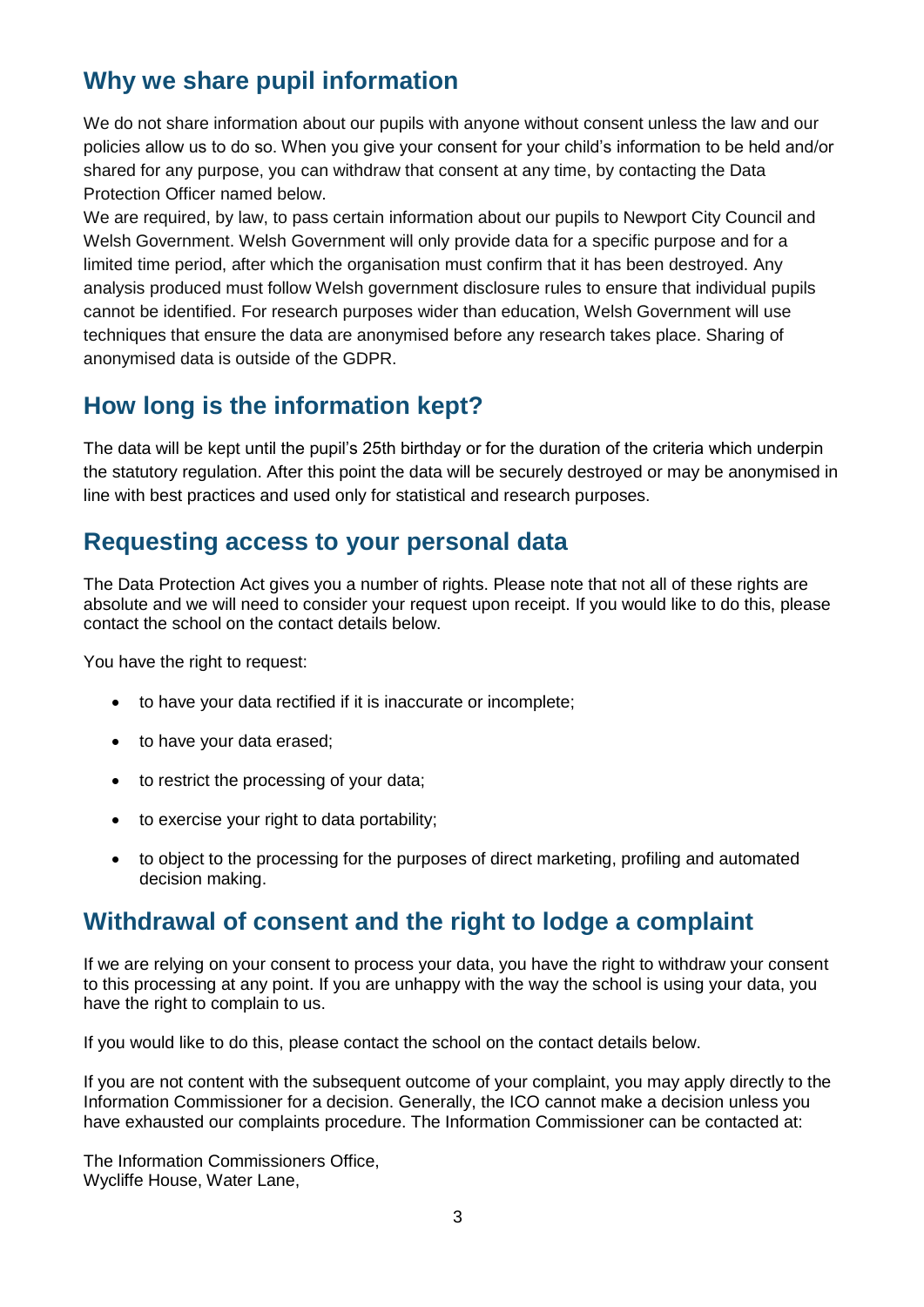## Why we share pupil information

We do not share information about our pupils with anyone without consent unless the law and our policies allow us to do so. When you give your consent for your child's information to be held and/or shared for any purpose, you can withdraw that consent at any time, by contacting the Data Protection Officer named below.
We are required, by law, to pass certain information about our pupils to Newport City Council and Welsh Government. Welsh Government will only provide data for a specific purpose and for a limited time period, after which the organisation must confirm that it has been destroyed. Any analysis produced must follow Welsh government disclosure rules to ensure that individual pupils cannot be identified. For research purposes wider than education, Welsh Government will use techniques that ensure the data are anonymised before any research takes place. Sharing of anonymised data is outside of the GDPR.

## How long is the information kept?

The data will be kept until the pupil's 25th birthday or for the duration of the criteria which underpin the statutory regulation. After this point the data will be securely destroyed or may be anonymised in line with best practices and used only for statistical and research purposes.

## Requesting access to your personal data

The Data Protection Act gives you a number of rights. Please note that not all of these rights are absolute and we will need to consider your request upon receipt. If you would like to do this, please contact the school on the contact details below.

You have the right to request:

- to have your data rectified if it is inaccurate or incomplete;
- to have your data erased;
- to restrict the processing of your data;
- to exercise your right to data portability;
- to object to the processing for the purposes of direct marketing, profiling and automated decision making.

## Withdrawal of consent and the right to lodge a complaint

If we are relying on your consent to process your data, you have the right to withdraw your consent to this processing at any point. If you are unhappy with the way the school is using your data, you have the right to complain to us.

If you would like to do this, please contact the school on the contact details below.

If you are not content with the subsequent outcome of your complaint, you may apply directly to the Information Commissioner for a decision. Generally, the ICO cannot make a decision unless you have exhausted our complaints procedure. The Information Commissioner can be contacted at:

The Information Commissioners Office,
Wycliffe House, Water Lane,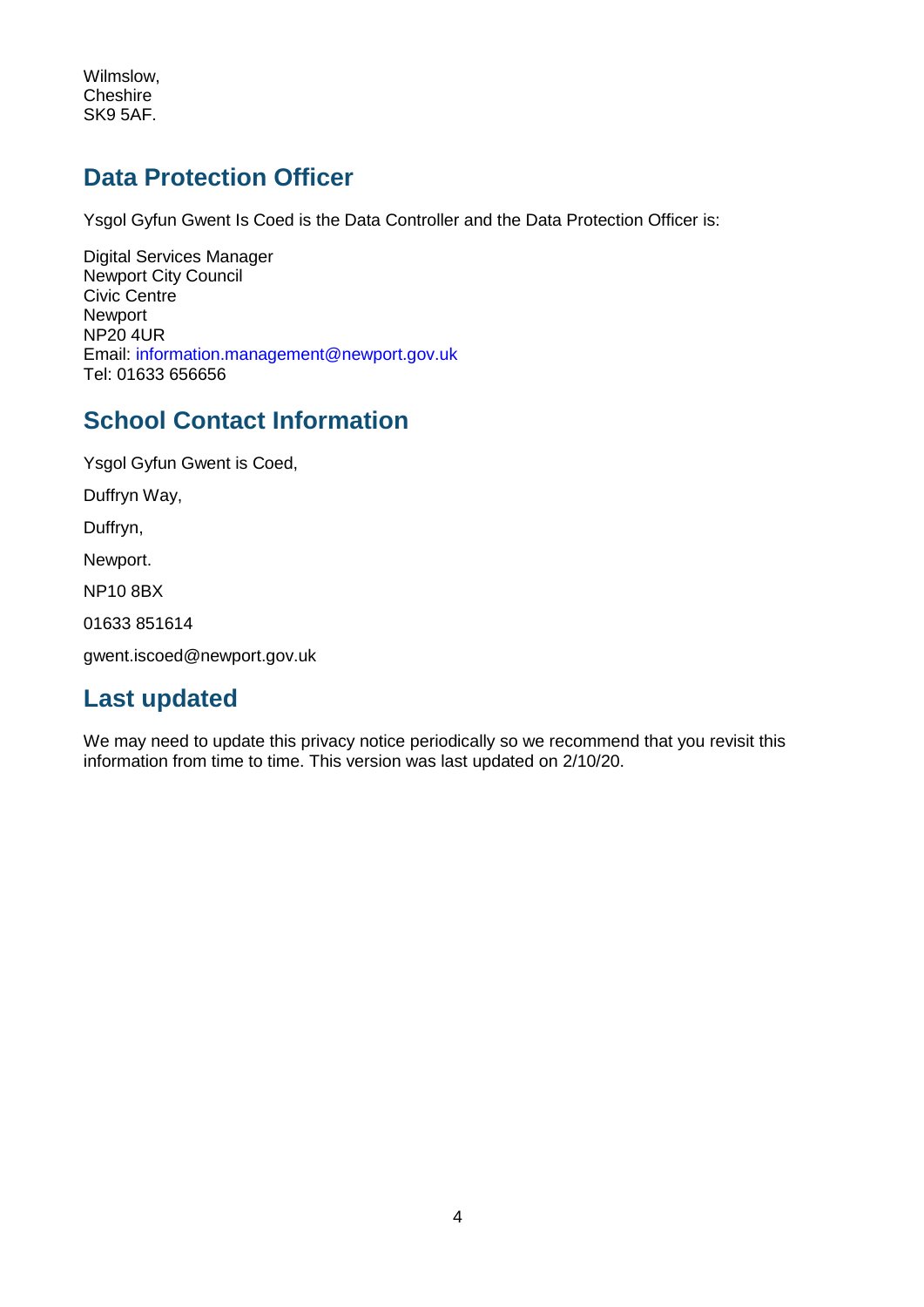Wilmslow,
Cheshire
SK9 5AF.

## Data Protection Officer

Ysgol Gyfun Gwent Is Coed is the Data Controller and the Data Protection Officer is:

Digital Services Manager
Newport City Council
Civic Centre
Newport
NP20 4UR
Email: information.management@newport.gov.uk
Tel: 01633 656656

## School Contact Information

Ysgol Gyfun Gwent is Coed,

Duffryn Way,

Duffryn,

Newport.

NP10 8BX

01633 851614

gwent.iscoed@newport.gov.uk

## Last updated

We may need to update this privacy notice periodically so we recommend that you revisit this information from time to time. This version was last updated on 2/10/20.